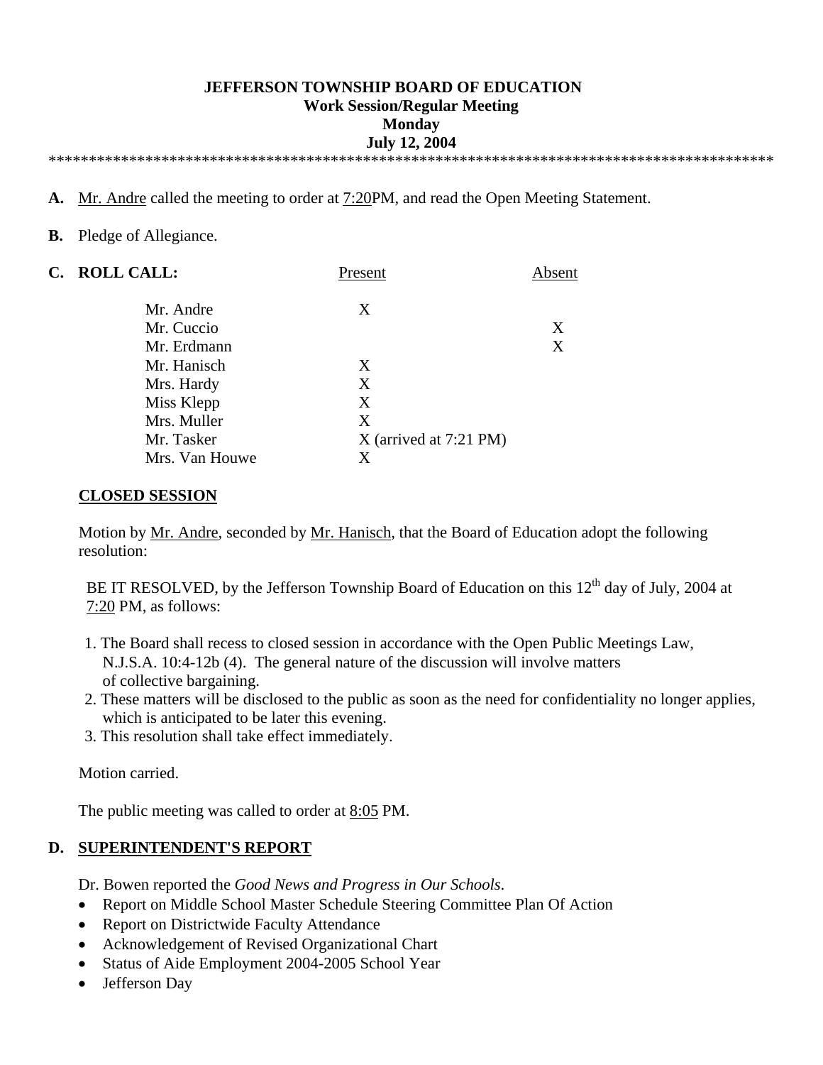# JEFFERSON TOWNSHIP BOARD OF EDUCATION

**Work Session/Regular Meeting**
**Monday**
**July 12, 2004**

*******************************************************************************************

**A.** Mr. Andre called the meeting to order at 7:20PM, and read the Open Meeting Statement.

**B.** Pledge of Allegiance.

**C. ROLL CALL:**

| | Present | Absent |
|---|---|---|
| Mr. Andre | X | |
| Mr. Cuccio | | X |
| Mr. Erdmann | | X |
| Mr. Hanisch | X | |
| Mrs. Hardy | X | |
| Miss Klepp | X | |
| Mrs. Muller | X | |
| Mr. Tasker | X (arrived at 7:21 PM) | |
| Mrs. Van Houwe | X | |

**CLOSED SESSION**

Motion by Mr. Andre, seconded by Mr. Hanisch, that the Board of Education adopt the following resolution:

BE IT RESOLVED, by the Jefferson Township Board of Education on this 12th day of July, 2004 at 7:20 PM, as follows:

1. The Board shall recess to closed session in accordance with the Open Public Meetings Law, N.J.S.A. 10:4-12b (4). The general nature of the discussion will involve matters of collective bargaining.
2. These matters will be disclosed to the public as soon as the need for confidentiality no longer applies, which is anticipated to be later this evening.
3. This resolution shall take effect immediately.

Motion carried.

The public meeting was called to order at 8:05 PM.

**D. SUPERINTENDENT'S REPORT**

Dr. Bowen reported the *Good News and Progress in Our Schools*.

- Report on Middle School Master Schedule Steering Committee Plan Of Action
- Report on Districtwide Faculty Attendance
- Acknowledgement of Revised Organizational Chart
- Status of Aide Employment 2004-2005 School Year
- Jefferson Day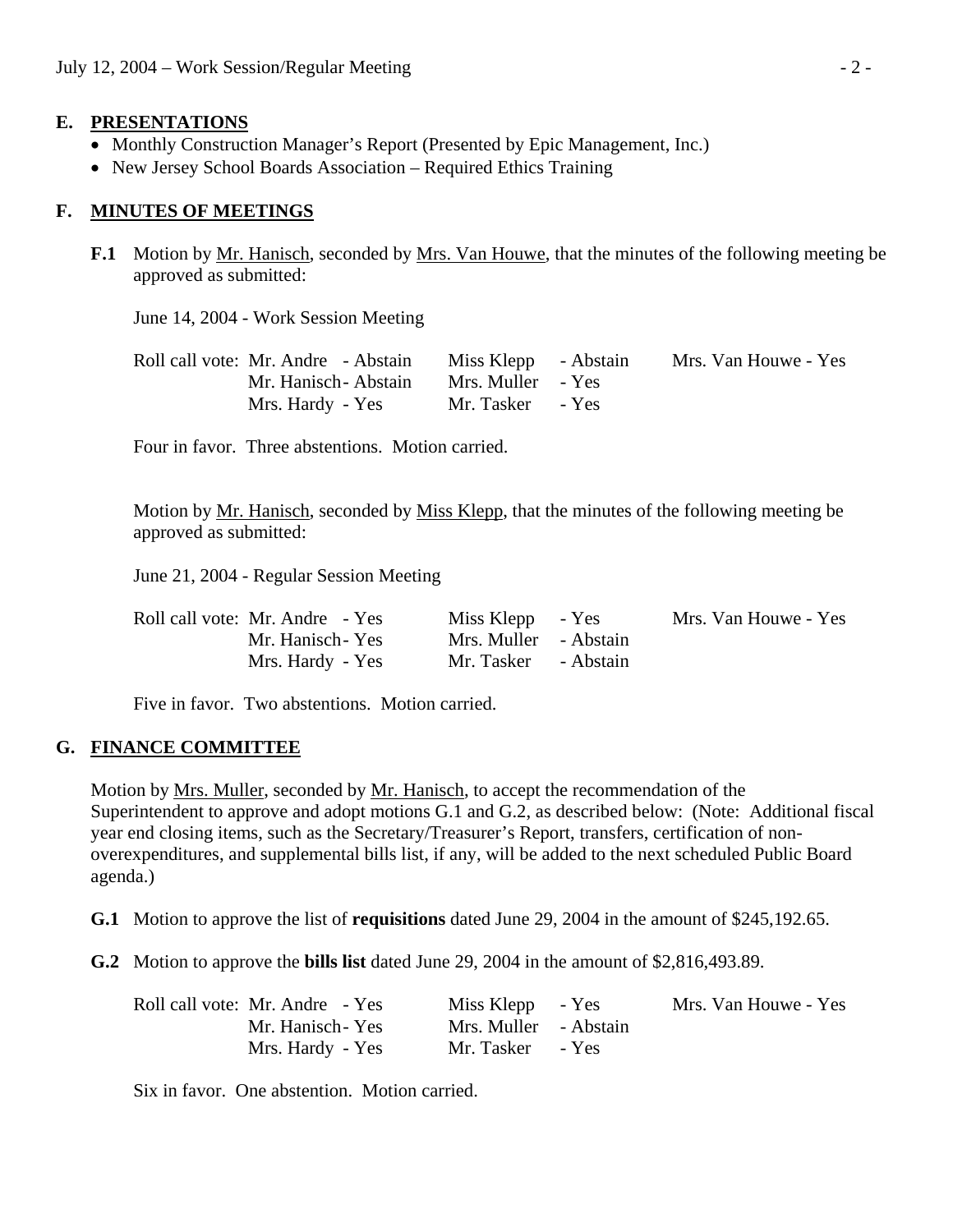## E. PRESENTATIONS

- Monthly Construction Manager's Report (Presented by Epic Management, Inc.)
- New Jersey School Boards Association – Required Ethics Training

## F. MINUTES OF MEETINGS

**F.1** Motion by Mr. Hanisch, seconded by Mrs. Van Houwe, that the minutes of the following meeting be approved as submitted:

June 14, 2004 - Work Session Meeting

| Roll call vote: | | | |
|---|---|---|---|
| Mr. Andre - Abstain | Miss Klepp - Abstain | Mrs. Van Houwe - Yes |
| Mr. Hanisch - Abstain | Mrs. Muller - Yes | |
| Mrs. Hardy - Yes | Mr. Tasker - Yes | |

Four in favor. Three abstentions. Motion carried.

Motion by Mr. Hanisch, seconded by Miss Klepp, that the minutes of the following meeting be approved as submitted:

June 21, 2004 - Regular Session Meeting

| Roll call vote: | | |
|---|---|---|
| Mr. Andre - Yes | Miss Klepp - Yes | Mrs. Van Houwe - Yes |
| Mr. Hanisch - Yes | Mrs. Muller - Abstain | |
| Mrs. Hardy - Yes | Mr. Tasker - Abstain | |

Five in favor. Two abstentions. Motion carried.

## G. FINANCE COMMITTEE

Motion by Mrs. Muller, seconded by Mr. Hanisch, to accept the recommendation of the Superintendent to approve and adopt motions G.1 and G.2, as described below: (Note: Additional fiscal year end closing items, such as the Secretary/Treasurer's Report, transfers, certification of non-overexpenditures, and supplemental bills list, if any, will be added to the next scheduled Public Board agenda.)

**G.1** Motion to approve the list of **requisitions** dated June 29, 2004 in the amount of $245,192.65.

**G.2** Motion to approve the **bills list** dated June 29, 2004 in the amount of $2,816,493.89.

| Roll call vote: | | |
|---|---|---|
| Mr. Andre - Yes | Miss Klepp - Yes | Mrs. Van Houwe - Yes |
| Mr. Hanisch - Yes | Mrs. Muller - Abstain | |
| Mrs. Hardy - Yes | Mr. Tasker - Yes | |

Six in favor. One abstention. Motion carried.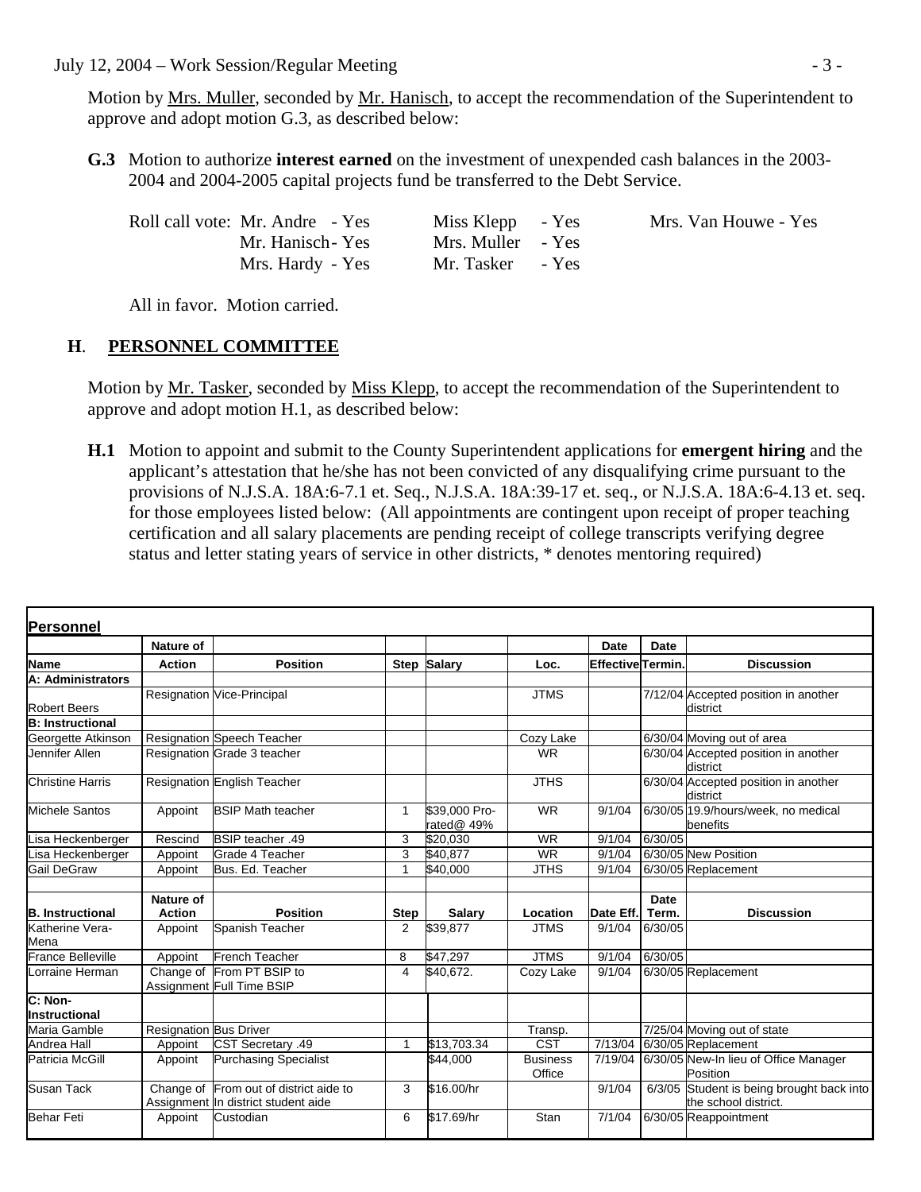Motion by Mrs. Muller, seconded by Mr. Hanisch, to accept the recommendation of the Superintendent to approve and adopt motion G.3, as described below:

**G.3** Motion to authorize **interest earned** on the investment of unexpended cash balances in the 2003-2004 and 2004-2005 capital projects fund be transferred to the Debt Service.

Roll call vote: Mr. Andre - Yes, Mr. Hanisch - Yes, Mrs. Hardy - Yes, Miss Klepp - Yes, Mrs. Muller - Yes, Mr. Tasker - Yes, Mrs. Van Houwe - Yes

All in favor. Motion carried.

## H. PERSONNEL COMMITTEE

Motion by Mr. Tasker, seconded by Miss Klepp, to accept the recommendation of the Superintendent to approve and adopt motion H.1, as described below:

**H.1** Motion to appoint and submit to the County Superintendent applications for **emergent hiring** and the applicant's attestation that he/she has not been convicted of any disqualifying crime pursuant to the provisions of N.J.S.A. 18A:6-7.1 et. Seq., N.J.S.A. 18A:39-17 et. seq., or N.J.S.A. 18A:6-4.13 et. seq. for those employees listed below: (All appointments are contingent upon receipt of proper teaching certification and all salary placements are pending receipt of college transcripts verifying degree status and letter stating years of service in other districts, * denotes mentoring required)

**Personnel**

| Name | Nature of Action | Position | Step | Salary | Loc. | Date Effective | Date Termin. | Discussion |
|---|---|---|---|---|---|---|---|---|
| **A: Administrators** | | | | | | | | |
| Robert Beers | Resignation | Vice-Principal | | | JTMS | | 7/12/04 | Accepted position in another district |
| **B: Instructional** | | | | | | | | |
| Georgette Atkinson | Resignation | Speech Teacher | | | Cozy Lake | | 6/30/04 | Moving out of area |
| Jennifer Allen | Resignation | Grade 3 teacher | | | WR | | 6/30/04 | Accepted position in another district |
| Christine Harris | Resignation | English Teacher | | | JTHS | | 6/30/04 | Accepted position in another district |
| Michele Santos | Appoint | BSIP Math teacher | 1 | $39,000 Pro-rated@ 49% | WR | 9/1/04 | 6/30/05 | 19.9/hours/week, no medical benefits |
| Lisa Heckenberger | Rescind | BSIP teacher .49 | 3 | $20,030 | WR | 9/1/04 | 6/30/05 | |
| Lisa Heckenberger | Appoint | Grade 4 Teacher | 3 | $40,877 | WR | 9/1/04 | 6/30/05 | New Position |
| Gail DeGraw | Appoint | Bus. Ed. Teacher | 1 | $40,000 | JTHS | 9/1/04 | 6/30/05 | Replacement |
| **B. Instructional** | **Nature of Action** | **Position** | **Step** | **Salary** | **Location** | **Date Eff.** | **Date Term.** | **Discussion** |
| Katherine Vera-Mena | Appoint | Spanish Teacher | 2 | $39,877 | JTMS | 9/1/04 | 6/30/05 | |
| France Belleville | Appoint | French Teacher | 8 | $47,297 | JTMS | 9/1/04 | 6/30/05 | |
| Lorraine Herman | Change of Assignment | From PT BSIP to Full Time BSIP | 4 | $40,672. | Cozy Lake | 9/1/04 | 6/30/05 | Replacement |
| **C: Non-Instructional** | | | | | | | | |
| Maria Gamble | Resignation | Bus Driver | | | Transp. | | 7/25/04 | Moving out of state |
| Andrea Hall | Appoint | CST Secretary .49 | 1 | $13,703.34 | CST | 7/13/04 | 6/30/05 | Replacement |
| Patricia McGill | Appoint | Purchasing Specialist | | $44,000 | Business Office | 7/19/04 | 6/30/05 | New-In lieu of Office Manager Position |
| Susan Tack | Change of Assignment | From out of district aide to In district student aide | 3 | $16.00/hr | | 9/1/04 | 6/3/05 | Student is being brought back into the school district. |
| Behar Feti | Appoint | Custodian | 6 | $17.69/hr | Stan | 7/1/04 | 6/30/05 | Reappointment |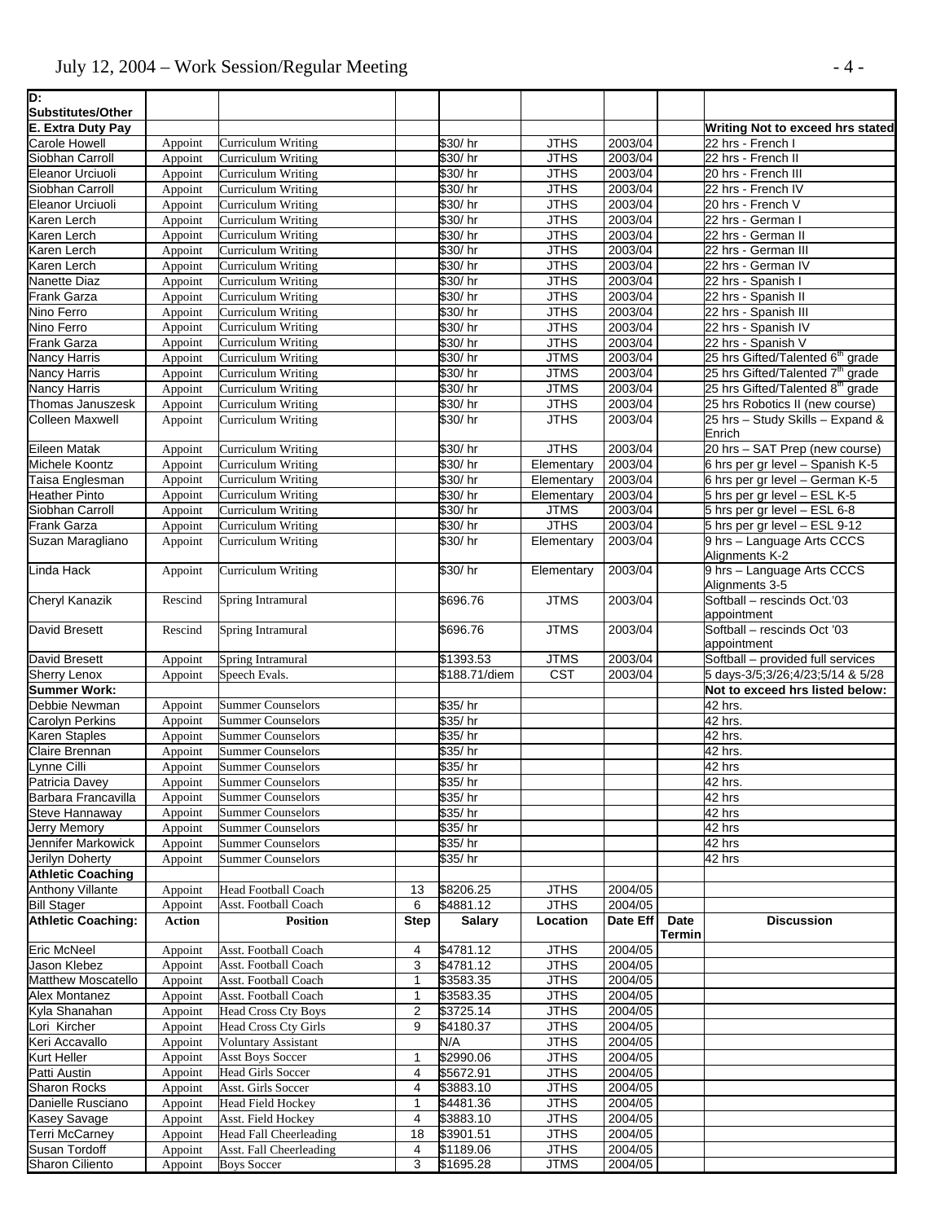| D: Substitutes/Other | | | | | | | | |
|---|---|---|---|---|---|---|---|---|
| **E. Extra Duty Pay** | | | | | | | | **Writing Not to exceed hrs stated** |
| Carole Howell | Appoint | Curriculum Writing | | $30/ hr | JTHS | 2003/04 | | 22 hrs - French I |
| Siobhan Carroll | Appoint | Curriculum Writing | | $30/ hr | JTHS | 2003/04 | | 22 hrs - French II |
| Eleanor Urciuoli | Appoint | Curriculum Writing | | $30/ hr | JTHS | 2003/04 | | 20 hrs - French III |
| Siobhan Carroll | Appoint | Curriculum Writing | | $30/ hr | JTHS | 2003/04 | | 22 hrs - French IV |
| Eleanor Urciuoli | Appoint | Curriculum Writing | | $30/ hr | JTHS | 2003/04 | | 20 hrs - French V |
| Karen Lerch | Appoint | Curriculum Writing | | $30/ hr | JTHS | 2003/04 | | 22 hrs - German I |
| Karen Lerch | Appoint | Curriculum Writing | | $30/ hr | JTHS | 2003/04 | | 22 hrs - German II |
| Karen Lerch | Appoint | Curriculum Writing | | $30/ hr | JTHS | 2003/04 | | 22 hrs - German III |
| Karen Lerch | Appoint | Curriculum Writing | | $30/ hr | JTHS | 2003/04 | | 22 hrs - German IV |
| Nanette Diaz | Appoint | Curriculum Writing | | $30/ hr | JTHS | 2003/04 | | 22 hrs - Spanish I |
| Frank Garza | Appoint | Curriculum Writing | | $30/ hr | JTHS | 2003/04 | | 22 hrs - Spanish II |
| Nino Ferro | Appoint | Curriculum Writing | | $30/ hr | JTHS | 2003/04 | | 22 hrs - Spanish III |
| Nino Ferro | Appoint | Curriculum Writing | | $30/ hr | JTHS | 2003/04 | | 22 hrs - Spanish IV |
| Frank Garza | Appoint | Curriculum Writing | | $30/ hr | JTHS | 2003/04 | | 22 hrs - Spanish V |
| Nancy Harris | Appoint | Curriculum Writing | | $30/ hr | JTMS | 2003/04 | | 25 hrs Gifted/Talented 6th grade |
| Nancy Harris | Appoint | Curriculum Writing | | $30/ hr | JTMS | 2003/04 | | 25 hrs Gifted/Talented 7th grade |
| Nancy Harris | Appoint | Curriculum Writing | | $30/ hr | JTMS | 2003/04 | | 25 hrs Gifted/Talented 8th grade |
| Thomas Januszesk | Appoint | Curriculum Writing | | $30/ hr | JTHS | 2003/04 | | 25 hrs Robotics II (new course) |
| Colleen Maxwell | Appoint | Curriculum Writing | | $30/ hr | JTHS | 2003/04 | | 25 hrs – Study Skills – Expand & Enrich |
| Eileen Matak | Appoint | Curriculum Writing | | $30/ hr | JTHS | 2003/04 | | 20 hrs – SAT Prep (new course) |
| Michele Koontz | Appoint | Curriculum Writing | | $30/ hr | Elementary | 2003/04 | | 6 hrs per gr level – Spanish K-5 |
| Taisa Englesman | Appoint | Curriculum Writing | | $30/ hr | Elementary | 2003/04 | | 6 hrs per gr level – German K-5 |
| Heather Pinto | Appoint | Curriculum Writing | | $30/ hr | Elementary | 2003/04 | | 5 hrs per gr level – ESL K-5 |
| Siobhan Carroll | Appoint | Curriculum Writing | | $30/ hr | JTMS | 2003/04 | | 5 hrs per gr level – ESL 6-8 |
| Frank Garza | Appoint | Curriculum Writing | | $30/ hr | JTHS | 2003/04 | | 5 hrs per gr level – ESL 9-12 |
| Suzan Maragliano | Appoint | Curriculum Writing | | $30/ hr | Elementary | 2003/04 | | 9 hrs – Language Arts CCCS Alignments K-2 |
| Linda Hack | Appoint | Curriculum Writing | | $30/ hr | Elementary | 2003/04 | | 9 hrs – Language Arts CCCS Alignments 3-5 |
| Cheryl Kanazik | Rescind | Spring Intramural | | $696.76 | JTMS | 2003/04 | | Softball – rescinds Oct.'03 appointment |
| David Bresett | Rescind | Spring Intramural | | $696.76 | JTMS | 2003/04 | | Softball – rescinds Oct '03 appointment |
| David Bresett | Appoint | Spring Intramural | | $1393.53 | JTMS | 2003/04 | | Softball – provided full services |
| Sherry Lenox | Appoint | Speech Evals. | | $188.71/diem | CST | 2003/04 | | 5 days-3/5;3/26;4/23;5/14 & 5/28 |
| **Summer Work:** | | | | | | | | **Not to exceed hrs listed below:** |
| Debbie Newman | Appoint | Summer Counselors | | $35/ hr | | | | 42 hrs. |
| Carolyn Perkins | Appoint | Summer Counselors | | $35/ hr | | | | 42 hrs. |
| Karen Staples | Appoint | Summer Counselors | | $35/ hr | | | | 42 hrs. |
| Claire Brennan | Appoint | Summer Counselors | | $35/ hr | | | | 42 hrs. |
| Lynne Cilli | Appoint | Summer Counselors | | $35/ hr | | | | 42 hrs |
| Patricia Davey | Appoint | Summer Counselors | | $35/ hr | | | | 42 hrs. |
| Barbara Francavilla | Appoint | Summer Counselors | | $35/ hr | | | | 42 hrs |
| Steve Hannaway | Appoint | Summer Counselors | | $35/ hr | | | | 42 hrs |
| Jerry Memory | Appoint | Summer Counselors | | $35/ hr | | | | 42 hrs |
| Jennifer Markowick | Appoint | Summer Counselors | | $35/ hr | | | | 42 hrs |
| Jerilyn Doherty | Appoint | Summer Counselors | | $35/ hr | | | | 42 hrs |
| **Athletic Coaching** | | | | | | | | |
| Anthony Villante | Appoint | Head Football Coach | 13 | $8206.25 | JTHS | 2004/05 | | |
| Bill Stager | Appoint | Asst. Football Coach | 6 | $4881.12 | JTHS | 2004/05 | | |
| **Athletic Coaching:** | **Action** | **Position** | **Step** | **Salary** | **Location** | **Date Eff** | **Date Termin** | **Discussion** |
| Eric McNeel | Appoint | Asst. Football Coach | 4 | $4781.12 | JTHS | 2004/05 | | |
| Jason Klebez | Appoint | Asst. Football Coach | 3 | $4781.12 | JTHS | 2004/05 | | |
| Matthew Moscatello | Appoint | Asst. Football Coach | 1 | $3583.35 | JTHS | 2004/05 | | |
| Alex Montanez | Appoint | Asst. Football Coach | 1 | $3583.35 | JTHS | 2004/05 | | |
| Kyla Shanahan | Appoint | Head Cross Cty Boys | 2 | $3725.14 | JTHS | 2004/05 | | |
| Lori Kircher | Appoint | Head Cross Cty Girls | 9 | $4180.37 | JTHS | 2004/05 | | |
| Keri Accavallo | Appoint | Voluntary Assistant | | N/A | JTHS | 2004/05 | | |
| Kurt Heller | Appoint | Asst Boys Soccer | 1 | $2990.06 | JTHS | 2004/05 | | |
| Patti Austin | Appoint | Head Girls Soccer | 4 | $5672.91 | JTHS | 2004/05 | | |
| Sharon Rocks | Appoint | Asst. Girls Soccer | 4 | $3883.10 | JTHS | 2004/05 | | |
| Danielle Rusciano | Appoint | Head Field Hockey | 1 | $4481.36 | JTHS | 2004/05 | | |
| Kasey Savage | Appoint | Asst. Field Hockey | 4 | $3883.10 | JTHS | 2004/05 | | |
| Terri McCarney | Appoint | Head Fall Cheerleading | 18 | $3901.51 | JTHS | 2004/05 | | |
| Susan Tordoff | Appoint | Asst. Fall Cheerleading | 4 | $1189.06 | JTHS | 2004/05 | | |
| Sharon Ciliento | Appoint | Boys Soccer | 3 | $1695.28 | JTMS | 2004/05 | | |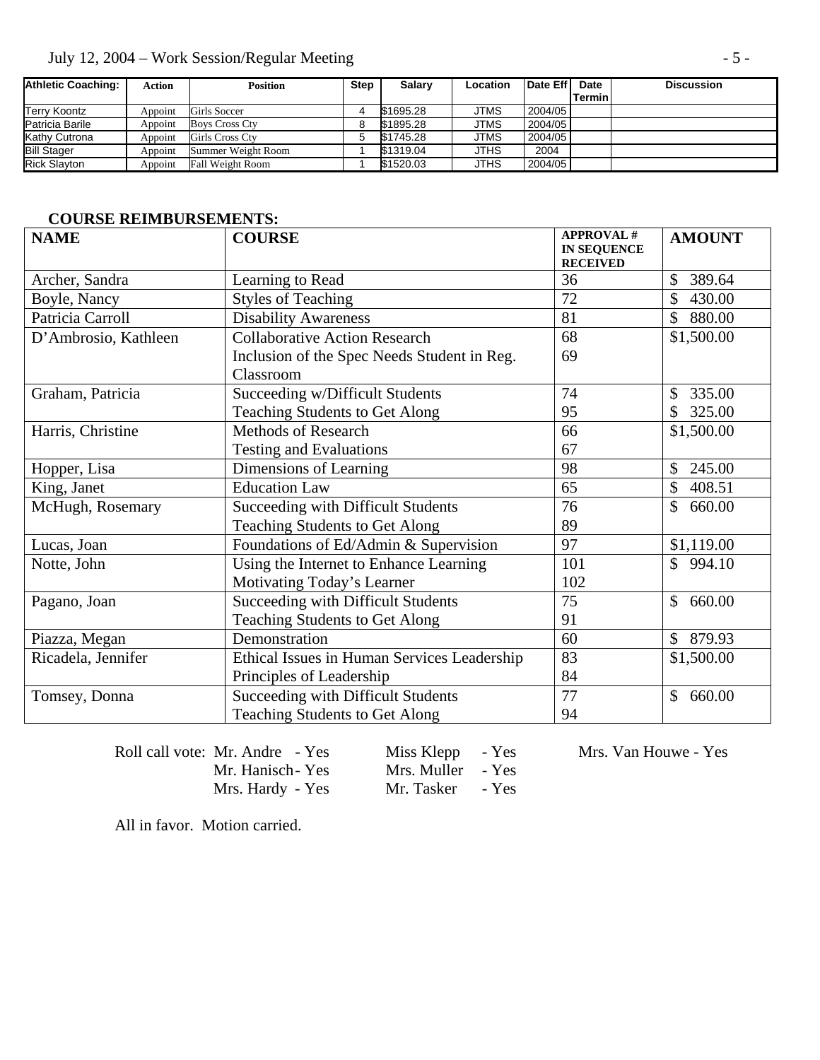| Athletic Coaching: | Action | Position | Step | Salary | Location | Date Eff | Date Termin | Discussion |
|---|---|---|---|---|---|---|---|---|
| Terry Koontz | Appoint | Girls Soccer | 4 | $1695.28 | JTMS | 2004/05 | | |
| Patricia Barile | Appoint | Boys Cross Cty | 8 | $1895.28 | JTMS | 2004/05 | | |
| Kathy Cutrona | Appoint | Girls Cross Cty | 5 | $1745.28 | JTMS | 2004/05 | | |
| Bill Stager | Appoint | Summer Weight Room | 1 | $1319.04 | JTHS | 2004 | | |
| Rick Slayton | Appoint | Fall Weight Room | 1 | $1520.03 | JTHS | 2004/05 | | |

**COURSE REIMBURSEMENTS:**

| NAME | COURSE | APPROVAL # IN SEQUENCE RECEIVED | AMOUNT |
|---|---|---|---|
| Archer, Sandra | Learning to Read | 36 | $ 389.64 |
| Boyle, Nancy | Styles of Teaching | 72 | $ 430.00 |
| Patricia Carroll | Disability Awareness | 81 | $ 880.00 |
| D'Ambrosio, Kathleen | Collaborative Action Research<br>Inclusion of the Spec Needs Student in Reg. Classroom | 68<br>69 | $1,500.00 |
| Graham, Patricia | Succeeding w/Difficult Students<br>Teaching Students to Get Along | 74<br>95 | $ 335.00<br>$ 325.00 |
| Harris, Christine | Methods of Research<br>Testing and Evaluations | 66<br>67 | $1,500.00 |
| Hopper, Lisa | Dimensions of Learning | 98 | $ 245.00 |
| King, Janet | Education Law | 65 | $ 408.51 |
| McHugh, Rosemary | Succeeding with Difficult Students<br>Teaching Students to Get Along | 76<br>89 | $ 660.00 |
| Lucas, Joan | Foundations of Ed/Admin & Supervision | 97 | $1,119.00 |
| Notte, John | Using the Internet to Enhance Learning<br>Motivating Today's Learner | 101<br>102 | $ 994.10 |
| Pagano, Joan | Succeeding with Difficult Students<br>Teaching Students to Get Along | 75<br>91 | $ 660.00 |
| Piazza, Megan | Demonstration | 60 | $ 879.93 |
| Ricadela, Jennifer | Ethical Issues in Human Services Leadership<br>Principles of Leadership | 83<br>84 | $1,500.00 |
| Tomsey, Donna | Succeeding with Difficult Students<br>Teaching Students to Get Along | 77<br>94 | $ 660.00 |

Roll call vote: Mr. Andre - Yes, Mr. Hanisch - Yes, Mrs. Hardy - Yes, Miss Klepp - Yes, Mrs. Muller - Yes, Mr. Tasker - Yes, Mrs. Van Houwe - Yes

All in favor. Motion carried.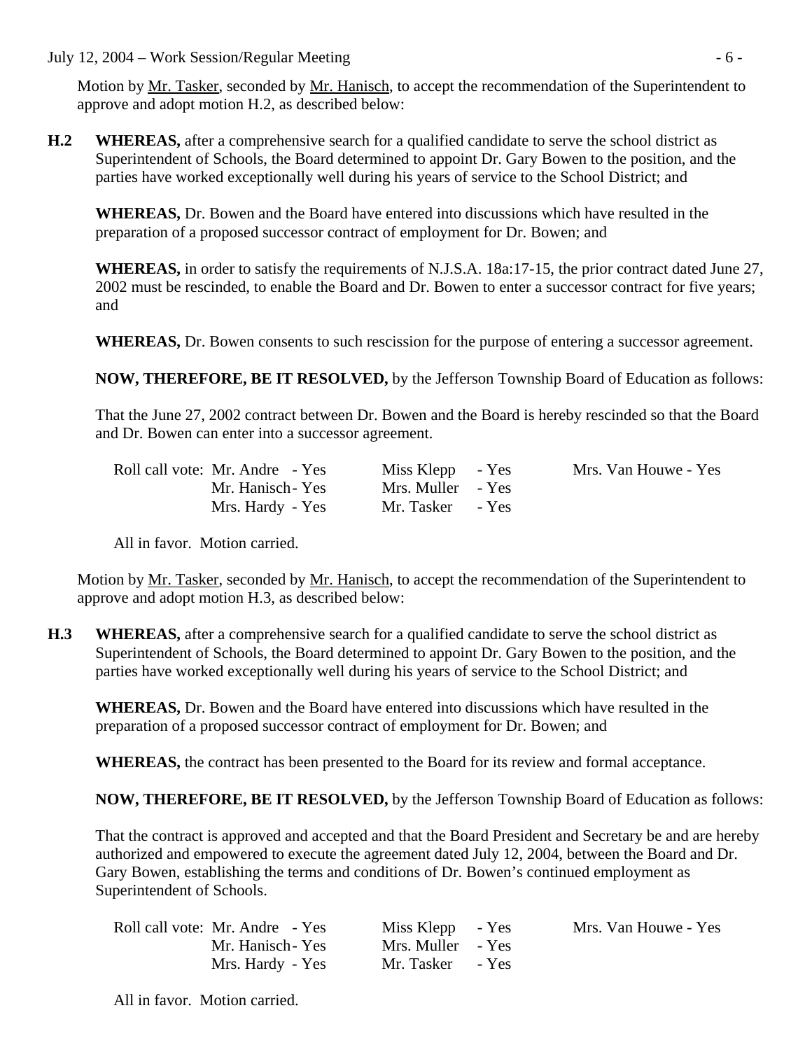Motion by Mr. Tasker, seconded by Mr. Hanisch, to accept the recommendation of the Superintendent to approve and adopt motion H.2, as described below:

**H.2** **WHEREAS,** after a comprehensive search for a qualified candidate to serve the school district as Superintendent of Schools, the Board determined to appoint Dr. Gary Bowen to the position, and the parties have worked exceptionally well during his years of service to the School District; and

**WHEREAS,** Dr. Bowen and the Board have entered into discussions which have resulted in the preparation of a proposed successor contract of employment for Dr. Bowen; and

**WHEREAS,** in order to satisfy the requirements of N.J.S.A. 18a:17-15, the prior contract dated June 27, 2002 must be rescinded, to enable the Board and Dr. Bowen to enter a successor contract for five years; and

**WHEREAS,** Dr. Bowen consents to such rescission for the purpose of entering a successor agreement.

**NOW, THEREFORE, BE IT RESOLVED,** by the Jefferson Township Board of Education as follows:

That the June 27, 2002 contract between Dr. Bowen and the Board is hereby rescinded so that the Board and Dr. Bowen can enter into a successor agreement.

| Roll call vote: | | |
|---|---|---|
| Mr. Andre - Yes | Miss Klepp - Yes | Mrs. Van Houwe - Yes |
| Mr. Hanisch - Yes | Mrs. Muller - Yes | |
| Mrs. Hardy - Yes | Mr. Tasker - Yes | |

All in favor. Motion carried.

Motion by Mr. Tasker, seconded by Mr. Hanisch, to accept the recommendation of the Superintendent to approve and adopt motion H.3, as described below:

**H.3** **WHEREAS,** after a comprehensive search for a qualified candidate to serve the school district as Superintendent of Schools, the Board determined to appoint Dr. Gary Bowen to the position, and the parties have worked exceptionally well during his years of service to the School District; and

**WHEREAS,** Dr. Bowen and the Board have entered into discussions which have resulted in the preparation of a proposed successor contract of employment for Dr. Bowen; and

**WHEREAS,** the contract has been presented to the Board for its review and formal acceptance.

**NOW, THEREFORE, BE IT RESOLVED,** by the Jefferson Township Board of Education as follows:

That the contract is approved and accepted and that the Board President and Secretary be and are hereby authorized and empowered to execute the agreement dated July 12, 2004, between the Board and Dr. Gary Bowen, establishing the terms and conditions of Dr. Bowen's continued employment as Superintendent of Schools.

| Roll call vote: | | |
|---|---|---|
| Mr. Andre - Yes | Miss Klepp - Yes | Mrs. Van Houwe - Yes |
| Mr. Hanisch - Yes | Mrs. Muller - Yes | |
| Mrs. Hardy - Yes | Mr. Tasker - Yes | |

All in favor. Motion carried.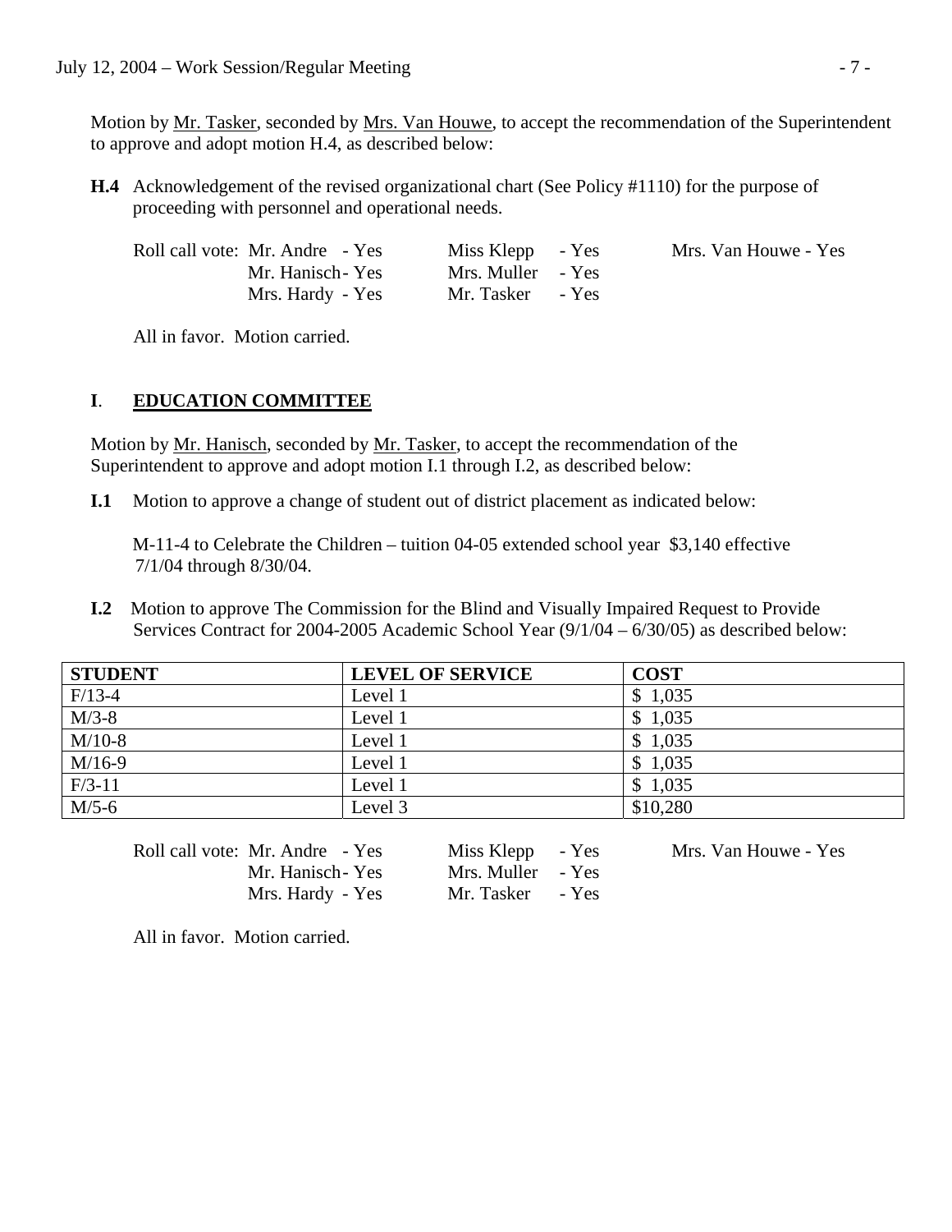Motion by Mr. Tasker, seconded by Mrs. Van Houwe, to accept the recommendation of the Superintendent to approve and adopt motion H.4, as described below:

**H.4** Acknowledgement of the revised organizational chart (See Policy #1110) for the purpose of proceeding with personnel and operational needs.

Roll call vote: Mr. Andre - Yes, Mr. Hanisch - Yes, Mrs. Hardy - Yes, Miss Klepp - Yes, Mrs. Muller - Yes, Mr. Tasker - Yes, Mrs. Van Houwe - Yes

All in favor. Motion carried.

## I. EDUCATION COMMITTEE

Motion by Mr. Hanisch, seconded by Mr. Tasker, to accept the recommendation of the Superintendent to approve and adopt motion I.1 through I.2, as described below:

**I.1** Motion to approve a change of student out of district placement as indicated below:

M-11-4 to Celebrate the Children – tuition 04-05 extended school year $3,140 effective 7/1/04 through 8/30/04.

**I.2** Motion to approve The Commission for the Blind and Visually Impaired Request to Provide Services Contract for 2004-2005 Academic School Year (9/1/04 – 6/30/05) as described below:

| STUDENT | LEVEL OF SERVICE | COST |
|---|---|---|
| F/13-4 | Level 1 | $ 1,035 |
| M/3-8 | Level 1 | $ 1,035 |
| M/10-8 | Level 1 | $ 1,035 |
| M/16-9 | Level 1 | $ 1,035 |
| F/3-11 | Level 1 | $ 1,035 |
| M/5-6 | Level 3 | $10,280 |

Roll call vote: Mr. Andre - Yes, Mr. Hanisch - Yes, Mrs. Hardy - Yes, Miss Klepp - Yes, Mrs. Muller - Yes, Mr. Tasker - Yes, Mrs. Van Houwe - Yes

All in favor. Motion carried.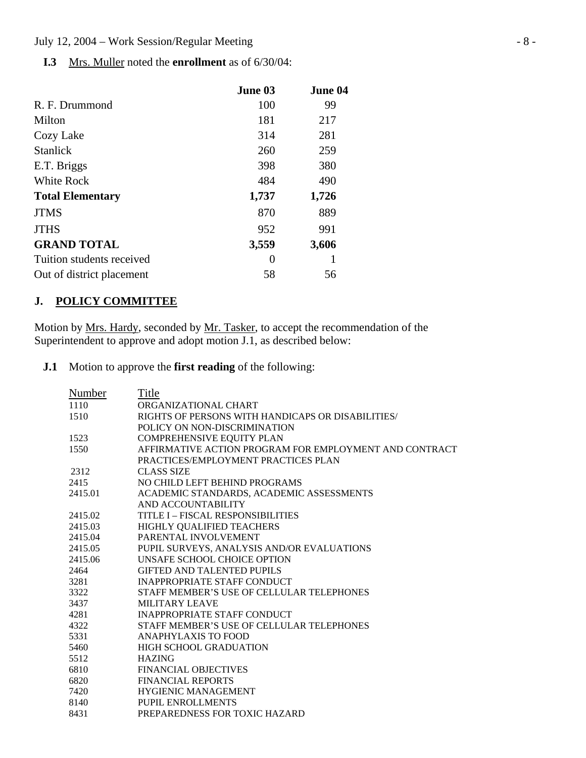**I.3** Mrs. Muller noted the **enrollment** as of 6/30/04:

| | **June 03** | **June 04** |
|---|---|---|
| R. F. Drummond | 100 | 99 |
| Milton | 181 | 217 |
| Cozy Lake | 314 | 281 |
| Stanlick | 260 | 259 |
| E.T. Briggs | 398 | 380 |
| White Rock | 484 | 490 |
| **Total Elementary** | **1,737** | **1,726** |
| JTMS | 870 | 889 |
| JTHS | 952 | 991 |
| **GRAND TOTAL** | **3,559** | **3,606** |
| Tuition students received | 0 | 1 |
| Out of district placement | 58 | 56 |

## J. POLICY COMMITTEE

Motion by Mrs. Hardy, seconded by Mr. Tasker, to accept the recommendation of the Superintendent to approve and adopt motion J.1, as described below:

**J.1** Motion to approve the **first reading** of the following:

| Number | Title |
|---|---|
| 1110 | ORGANIZATIONAL CHART |
| 1510 | RIGHTS OF PERSONS WITH HANDICAPS OR DISABILITIES/ POLICY ON NON-DISCRIMINATION |
| 1523 | COMPREHENSIVE EQUITY PLAN |
| 1550 | AFFIRMATIVE ACTION PROGRAM FOR EMPLOYMENT AND CONTRACT PRACTICES/EMPLOYMENT PRACTICES PLAN |
| 2312 | CLASS SIZE |
| 2415 | NO CHILD LEFT BEHIND PROGRAMS |
| 2415.01 | ACADEMIC STANDARDS, ACADEMIC ASSESSMENTS AND ACCOUNTABILITY |
| 2415.02 | TITLE I – FISCAL RESPONSIBILITIES |
| 2415.03 | HIGHLY QUALIFIED TEACHERS |
| 2415.04 | PARENTAL INVOLVEMENT |
| 2415.05 | PUPIL SURVEYS, ANALYSIS AND/OR EVALUATIONS |
| 2415.06 | UNSAFE SCHOOL CHOICE OPTION |
| 2464 | GIFTED AND TALENTED PUPILS |
| 3281 | INAPPROPRIATE STAFF CONDUCT |
| 3322 | STAFF MEMBER'S USE OF CELLULAR TELEPHONES |
| 3437 | MILITARY LEAVE |
| 4281 | INAPPROPRIATE STAFF CONDUCT |
| 4322 | STAFF MEMBER'S USE OF CELLULAR TELEPHONES |
| 5331 | ANAPHYLAXIS TO FOOD |
| 5460 | HIGH SCHOOL GRADUATION |
| 5512 | HAZING |
| 6810 | FINANCIAL OBJECTIVES |
| 6820 | FINANCIAL REPORTS |
| 7420 | HYGIENIC MANAGEMENT |
| 8140 | PUPIL ENROLLMENTS |
| 8431 | PREPAREDNESS FOR TOXIC HAZARD |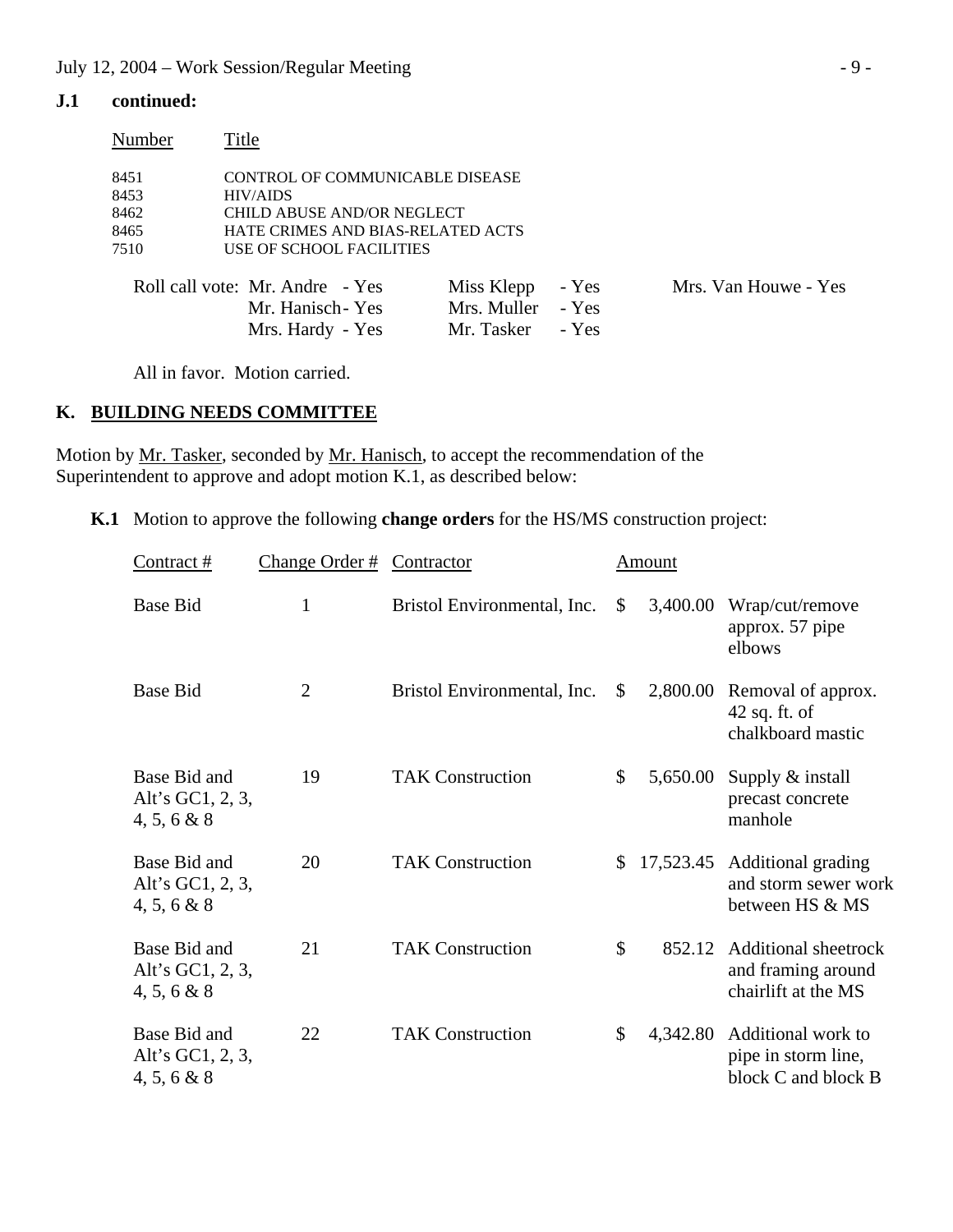**J.1 continued:**

| Number | Title |
|---|---|
| 8451 | CONTROL OF COMMUNICABLE DISEASE |
| 8453 | HIV/AIDS |
| 8462 | CHILD ABUSE AND/OR NEGLECT |
| 8465 | HATE CRIMES AND BIAS-RELATED ACTS |
| 7510 | USE OF SCHOOL FACILITIES |

Roll call vote: Mr. Andre - Yes, Mr. Hanisch - Yes, Mrs. Hardy - Yes, Miss Klepp - Yes, Mrs. Muller - Yes, Mr. Tasker - Yes, Mrs. Van Houwe - Yes

All in favor. Motion carried.

## K. BUILDING NEEDS COMMITTEE

Motion by Mr. Tasker, seconded by Mr. Hanisch, to accept the recommendation of the Superintendent to approve and adopt motion K.1, as described below:

**K.1** Motion to approve the following **change orders** for the HS/MS construction project:

| Contract # | Change Order # | Contractor | Amount | |
|---|---|---|---|---|
| Base Bid | 1 | Bristol Environmental, Inc. | $ 3,400.00 | Wrap/cut/remove approx. 57 pipe elbows |
| Base Bid | 2 | Bristol Environmental, Inc. | $ 2,800.00 | Removal of approx. 42 sq. ft. of chalkboard mastic |
| Base Bid and Alt's GC1, 2, 3, 4, 5, 6 & 8 | 19 | TAK Construction | $ 5,650.00 | Supply & install precast concrete manhole |
| Base Bid and Alt's GC1, 2, 3, 4, 5, 6 & 8 | 20 | TAK Construction | $ 17,523.45 | Additional grading and storm sewer work between HS & MS |
| Base Bid and Alt's GC1, 2, 3, 4, 5, 6 & 8 | 21 | TAK Construction | $ 852.12 | Additional sheetrock and framing around chairlift at the MS |
| Base Bid and Alt's GC1, 2, 3, 4, 5, 6 & 8 | 22 | TAK Construction | $ 4,342.80 | Additional work to pipe in storm line, block C and block B |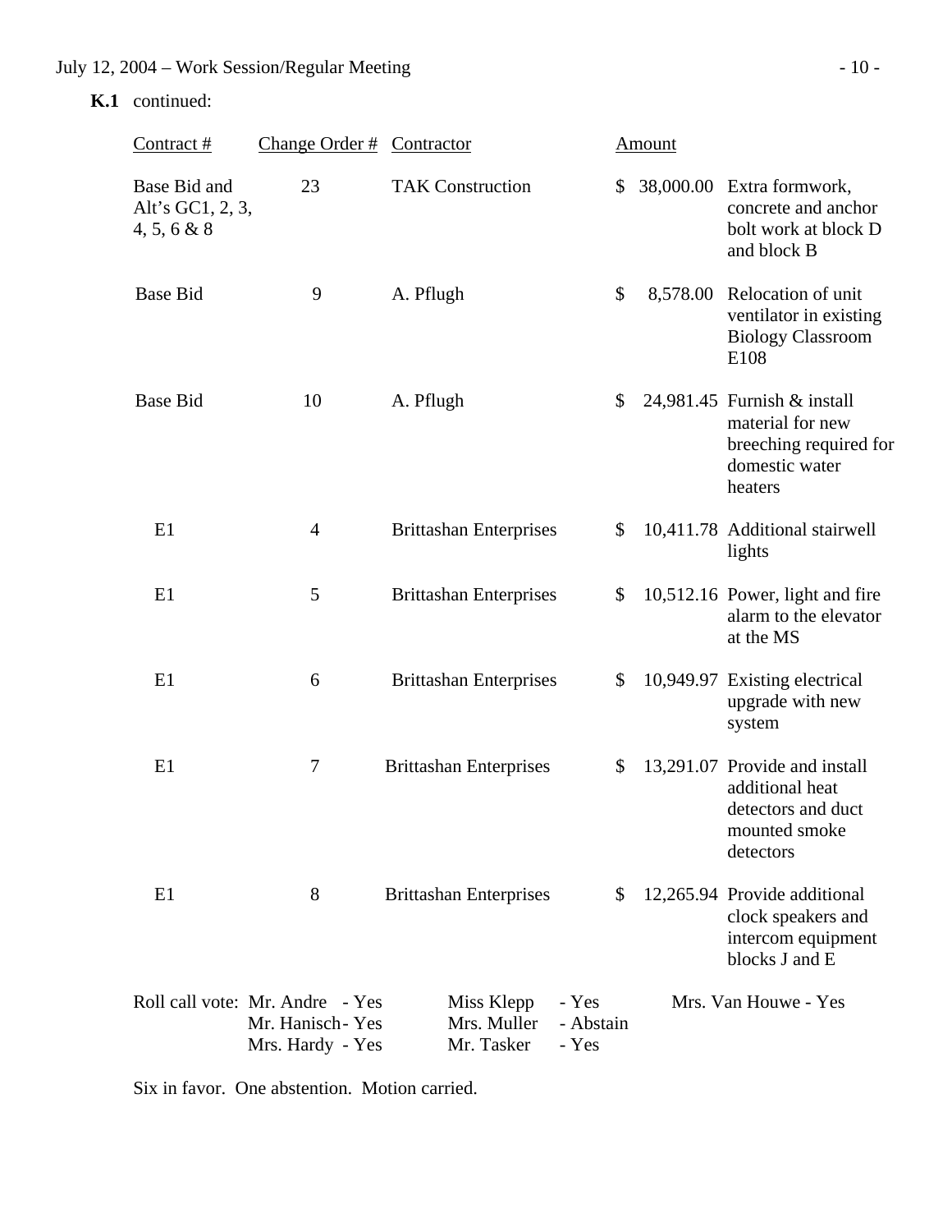**K.1** continued:

| Contract # | Change Order # | Contractor | Amount | |
|---|---|---|---|---|
| Base Bid and Alt's GC1, 2, 3, 4, 5, 6 & 8 | 23 | TAK Construction | $ 38,000.00 | Extra formwork, concrete and anchor bolt work at block D and block B |
| Base Bid | 9 | A. Pflugh | $ 8,578.00 | Relocation of unit ventilator in existing Biology Classroom E108 |
| Base Bid | 10 | A. Pflugh | $ 24,981.45 | Furnish & install material for new breeching required for domestic water heaters |
| E1 | 4 | Brittashan Enterprises | $ 10,411.78 | Additional stairwell lights |
| E1 | 5 | Brittashan Enterprises | $ 10,512.16 | Power, light and fire alarm to the elevator at the MS |
| E1 | 6 | Brittashan Enterprises | $ 10,949.97 | Existing electrical upgrade with new system |
| E1 | 7 | Brittashan Enterprises | $ 13,291.07 | Provide and install additional heat detectors and duct mounted smoke detectors |
| E1 | 8 | Brittashan Enterprises | $ 12,265.94 | Provide additional clock speakers and intercom equipment blocks J and E |

Roll call vote: Mr. Andre - Yes, Mr. Hanisch - Yes, Mrs. Hardy - Yes, Miss Klepp - Yes, Mrs. Muller - Abstain, Mr. Tasker - Yes, Mrs. Van Houwe - Yes

Six in favor. One abstention. Motion carried.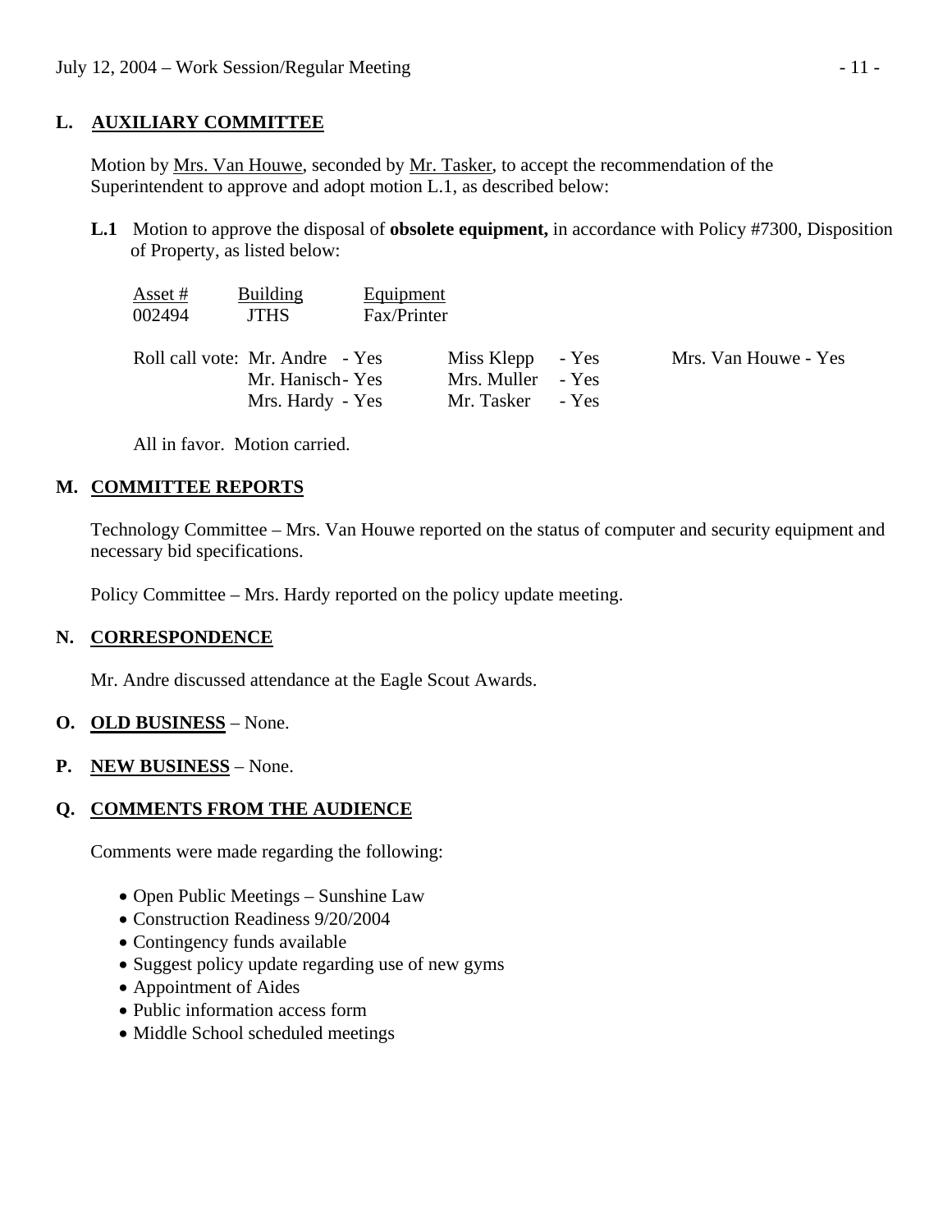## L. AUXILIARY COMMITTEE

Motion by Mrs. Van Houwe, seconded by Mr. Tasker, to accept the recommendation of the Superintendent to approve and adopt motion L.1, as described below:

**L.1** Motion to approve the disposal of **obsolete equipment,** in accordance with Policy #7300, Disposition of Property, as listed below:

| Asset # | Building | Equipment |
|---|---|---|
| 002494 | JTHS | Fax/Printer |

Roll call vote: Mr. Andre - Yes, Mr. Hanisch - Yes, Mrs. Hardy - Yes, Miss Klepp - Yes, Mrs. Muller - Yes, Mr. Tasker - Yes, Mrs. Van Houwe - Yes

All in favor. Motion carried.

## M. COMMITTEE REPORTS

Technology Committee – Mrs. Van Houwe reported on the status of computer and security equipment and necessary bid specifications.

Policy Committee – Mrs. Hardy reported on the policy update meeting.

## N. CORRESPONDENCE

Mr. Andre discussed attendance at the Eagle Scout Awards.

## O. OLD BUSINESS – None.

## P. NEW BUSINESS – None.

## Q. COMMENTS FROM THE AUDIENCE

Comments were made regarding the following:

- Open Public Meetings – Sunshine Law
- Construction Readiness 9/20/2004
- Contingency funds available
- Suggest policy update regarding use of new gyms
- Appointment of Aides
- Public information access form
- Middle School scheduled meetings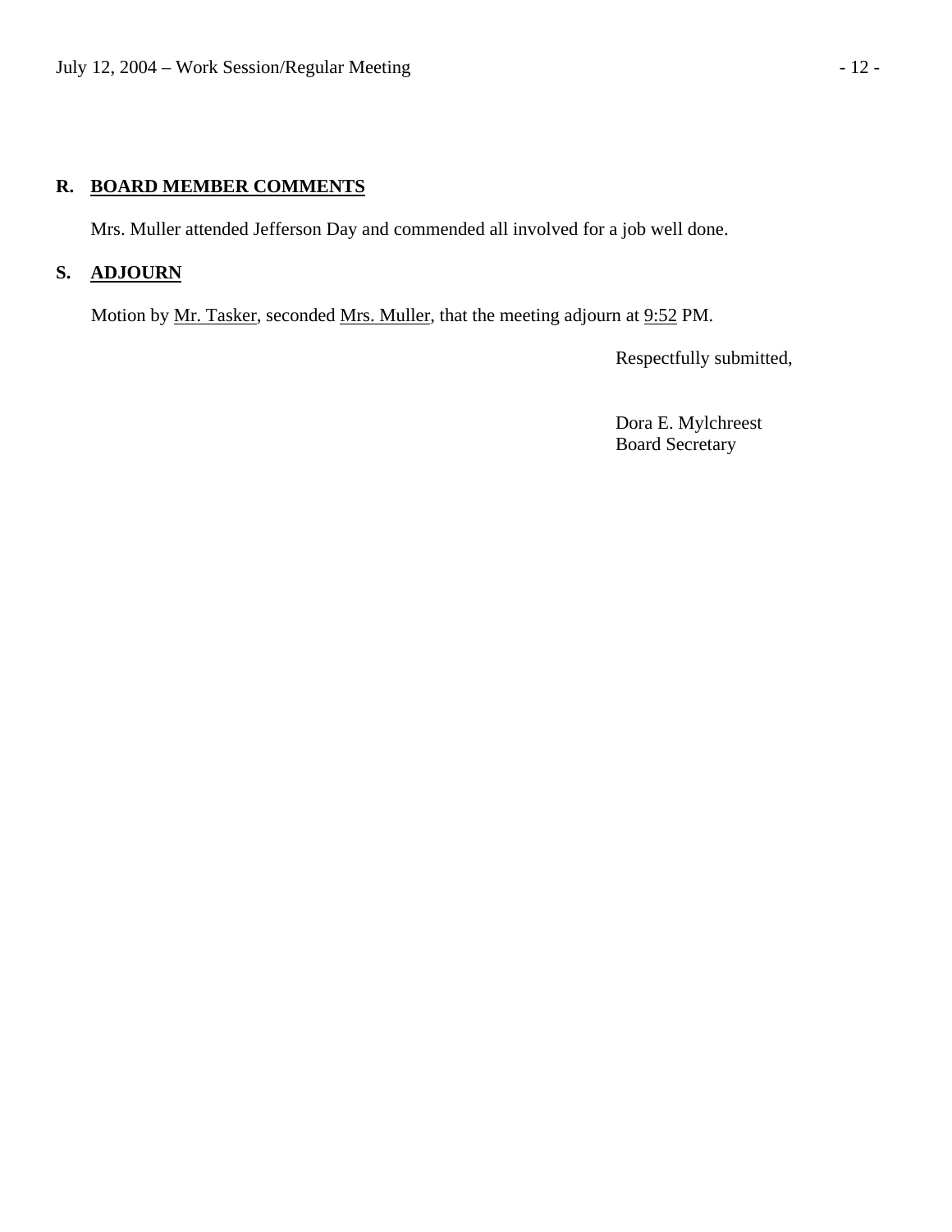## R. <u>BOARD MEMBER COMMENTS</u>

Mrs. Muller attended Jefferson Day and commended all involved for a job well done.

## S. <u>ADJOURN</u>

Motion by <u>Mr. Tasker</u>, seconded <u>Mrs. Muller</u>, that the meeting adjourn at <u>9:52</u> PM.

Respectfully submitted,

Dora E. Mylchreest
Board Secretary